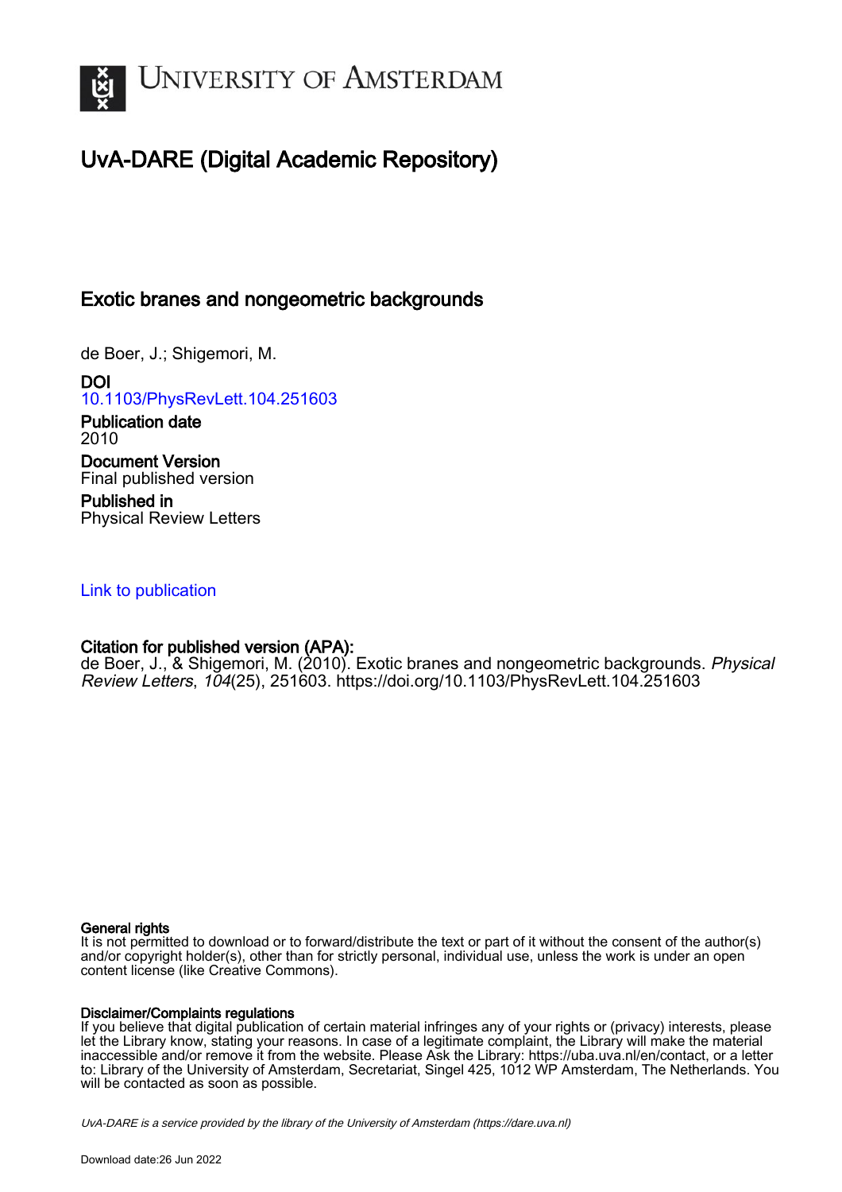UNIVERSITY OF AMSTERDAM

# UvA-DARE (Digital Academic Repository)

## Exotic branes and nongeometric backgrounds

de Boer, J.; Shigemori, M.

**DOI**
10.1103/PhysRevLett.104.251603

**Publication date**
2010

**Document Version**
Final published version

**Published in**
Physical Review Letters

Link to publication

**Citation for published version (APA):**
de Boer, J., & Shigemori, M. (2010). Exotic branes and nongeometric backgrounds. *Physical Review Letters*, *104*(25), 251603. https://doi.org/10.1103/PhysRevLett.104.251603

**General rights**
It is not permitted to download or to forward/distribute the text or part of it without the consent of the author(s) and/or copyright holder(s), other than for strictly personal, individual use, unless the work is under an open content license (like Creative Commons).

**Disclaimer/Complaints regulations**
If you believe that digital publication of certain material infringes any of your rights or (privacy) interests, please let the Library know, stating your reasons. In case of a legitimate complaint, the Library will make the material inaccessible and/or remove it from the website. Please Ask the Library: https://uba.uva.nl/en/contact, or a letter to: Library of the University of Amsterdam, Secretariat, Singel 425, 1012 WP Amsterdam, The Netherlands. You will be contacted as soon as possible.

*UvA-DARE is a service provided by the library of the University of Amsterdam (https://dare.uva.nl)*

Download date:26 Jun 2022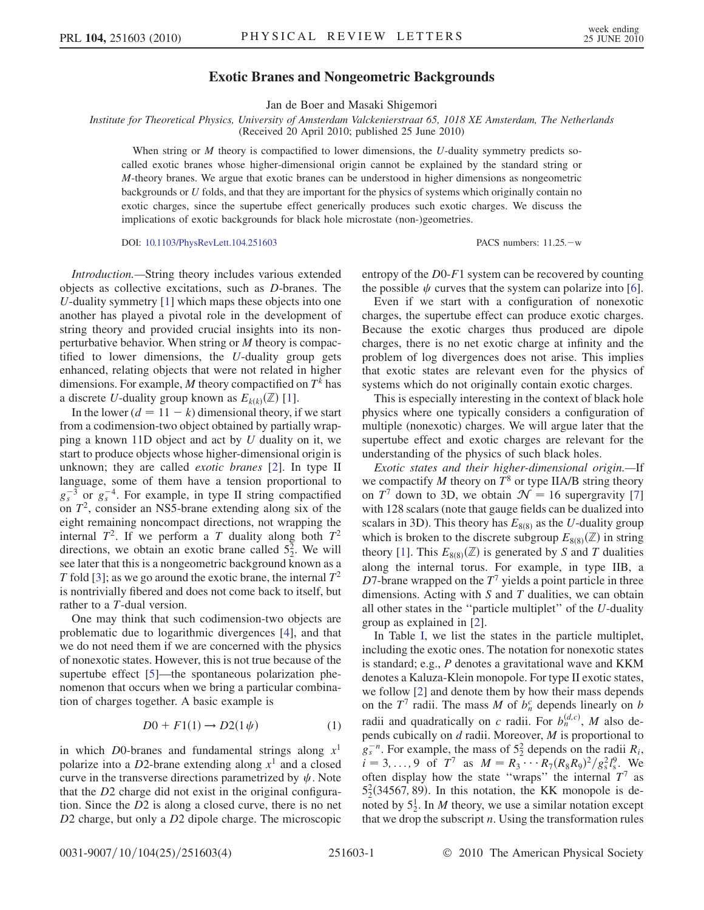# Exotic Branes and Nongeometric Backgrounds

Jan de Boer and Masaki Shigemori

*Institute for Theoretical Physics, University of Amsterdam Valckenierstraat 65, 1018 XE Amsterdam, The Netherlands*
(Received 20 April 2010; published 25 June 2010)

When string or $M$ theory is compactified to lower dimensions, the $U$-duality symmetry predicts so-called exotic branes whose higher-dimensional origin cannot be explained by the standard string or $M$-theory branes. We argue that exotic branes can be understood in higher dimensions as nongeometric backgrounds or $U$ folds, and that they are important for the physics of systems which originally contain no exotic charges, since the supertube effect generically produces such exotic charges. We discuss the implications of exotic backgrounds for black hole microstate (non-)geometries.

DOI: 10.1103/PhysRevLett.104.251603 PACS numbers: 11.25.−w

*Introduction.*—String theory includes various extended objects as collective excitations, such as $D$-branes. The $U$-duality symmetry [1] which maps these objects into one another has played a pivotal role in the development of string theory and provided crucial insights into its nonperturbative behavior. When string or $M$ theory is compactified to lower dimensions, the $U$-duality group gets enhanced, relating objects that were not related in higher dimensions. For example, $M$ theory compactified on $T^k$ has a discrete $U$-duality group known as $E_{k(k)}(\mathbb{Z})$ [1].

In the lower $(d = 11 - k)$ dimensional theory, if we start from a codimension-two object obtained by partially wrapping a known 11D object and act by $U$ duality on it, we start to produce objects whose higher-dimensional origin is unknown; they are called *exotic branes* [2]. In type II language, some of them have a tension proportional to $g_s^{-3}$ or $g_s^{-4}$. For example, in type II string compactified on $T^2$, consider an NS5-brane extending along six of the eight remaining noncompact directions, not wrapping the internal $T^2$. If we perform a $T$ duality along both $T^2$ directions, we obtain an exotic brane called $5_2^2$. We will see later that this is a nongeometric background known as a $T$ fold [3]; as we go around the exotic brane, the internal $T^2$ is nontrivially fibered and does not come back to itself, but rather to a $T$-dual version.

One may think that such codimension-two objects are problematic due to logarithmic divergences [4], and that we do not need them if we are concerned with the physics of nonexotic states. However, this is not true because of the supertube effect [5]—the spontaneous polarization phenomenon that occurs when we bring a particular combination of charges together. A basic example is

$$D0 + F1(1) \to D2(1\psi) \tag{1}$$

in which $D0$-branes and fundamental strings along $x^1$ polarize into a $D2$-brane extending along $x^1$ and a closed curve in the transverse directions parametrized by $\psi$. Note that the $D2$ charge did not exist in the original configuration. Since the $D2$ is along a closed curve, there is no net $D2$ charge, but only a $D2$ dipole charge. The microscopic entropy of the $D0$-$F1$ system can be recovered by counting the possible $\psi$ curves that the system can polarize into [6].

Even if we start with a configuration of nonexotic charges, the supertube effect can produce exotic charges. Because the exotic charges thus produced are dipole charges, there is no net exotic charge at infinity and the problem of log divergences does not arise. This implies that exotic states are relevant even for the physics of systems which do not originally contain exotic charges.

This is especially interesting in the context of black hole physics where one typically considers a configuration of multiple (nonexotic) charges. We will argue later that the supertube effect and exotic charges are relevant for the understanding of the physics of such black holes.

*Exotic states and their higher-dimensional origin.*—If we compactify $M$ theory on $T^8$ or type IIA/B string theory on $T^7$ down to 3D, we obtain $\mathcal{N} = 16$ supergravity [7] with 128 scalars (note that gauge fields can be dualized into scalars in 3D). This theory has $E_{8(8)}$ as the $U$-duality group which is broken to the discrete subgroup $E_{8(8)}(\mathbb{Z})$ in string theory [1]. This $E_{8(8)}(\mathbb{Z})$ is generated by $S$ and $T$ dualities along the internal torus. For example, in type IIB, a $D7$-brane wrapped on the $T^7$ yields a point particle in three dimensions. Acting with $S$ and $T$ dualities, we can obtain all other states in the "particle multiplet" of the $U$-duality group as explained in [2].

In Table I, we list the states in the particle multiplet, including the exotic ones. The notation for nonexotic states is standard; e.g., $P$ denotes a gravitational wave and KKM denotes a Kaluza-Klein monopole. For type II exotic states, we follow [2] and denote them by how their mass depends on the $T^7$ radii. The mass $M$ of $b_n^c$ depends linearly on $b$ radii and quadratically on $c$ radii. For $b_n^{(d,c)}$, $M$ also depends cubically on $d$ radii. Moreover, $M$ is proportional to $g_s^{-n}$. For example, the mass of $5_2^2$ depends on the radii $R_i$, $i = 3, \ldots, 9$ of $T^7$ as $M = R_3 \cdots R_7 (R_8 R_9)^2 / g_s^2 l_s^9$. We often display how the state "wraps" the internal $T^7$ as $5_2^2(34567, 89)$. In this notation, the KK monopole is denoted by $5_2^1$. In $M$ theory, we use a similar notation except that we drop the subscript $n$. Using the transformation rules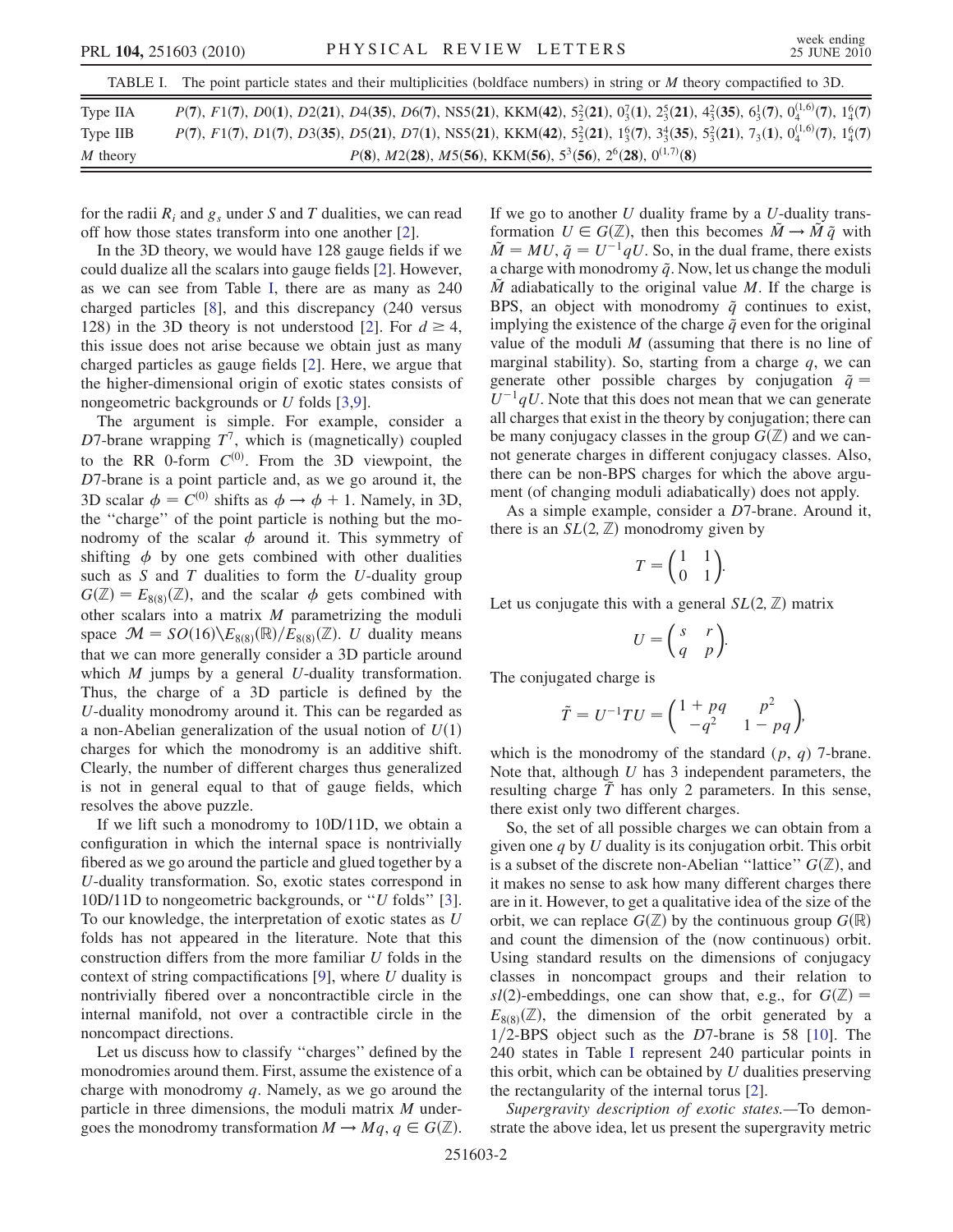TABLE I. The point particle states and their multiplicities (boldface numbers) in string or $M$ theory compactified to 3D.

| | |
|---|---|
| Type IIA | $P(\mathbf{7})$, $F1(\mathbf{7})$, $D0(\mathbf{1})$, $D2(\mathbf{21})$, $D4(\mathbf{35})$, $D6(\mathbf{7})$, NS5($\mathbf{21}$), KKM($\mathbf{42}$), $5^2_2(\mathbf{21})$, $0^7_3(\mathbf{1})$, $2^5_3(\mathbf{21})$, $4^2_3(\mathbf{35})$, $6^1_3(\mathbf{7})$, $0^{(1,6)}_4(\mathbf{7})$, $1^6_4(\mathbf{7})$ |
| Type IIB | $P(\mathbf{7})$, $F1(\mathbf{7})$, $D1(\mathbf{7})$, $D3(\mathbf{35})$, $D5(\mathbf{21})$, $D7(\mathbf{1})$, NS5($\mathbf{21}$), KKM($\mathbf{42}$), $5^2_2(\mathbf{21})$, $1^6_3(\mathbf{7})$, $3^4_3(\mathbf{35})$, $5^2_3(\mathbf{21})$, $7_3(\mathbf{1})$, $0^{(1,6)}_4(\mathbf{7})$, $1^6_4(\mathbf{7})$ |
| $M$ theory | $P(\mathbf{8})$, $M2(\mathbf{28})$, $M5(\mathbf{56})$, KKM($\mathbf{56}$), $5^3(\mathbf{56})$, $2^6(\mathbf{28})$, $0^{(1,7)}(\mathbf{8})$ |

for the radii $R_i$ and $g_s$ under $S$ and $T$ dualities, we can read off how those states transform into one another [2].

In the 3D theory, we would have 128 gauge fields if we could dualize all the scalars into gauge fields [2]. However, as we can see from Table I, there are as many as 240 charged particles [8], and this discrepancy (240 versus 128) in the 3D theory is not understood [2]. For $d \geq 4$, this issue does not arise because we obtain just as many charged particles as gauge fields [2]. Here, we argue that the higher-dimensional origin of exotic states consists of nongeometric backgrounds or $U$ folds [3,9].

The argument is simple. For example, consider a $D7$-brane wrapping $T^7$, which is (magnetically) coupled to the RR 0-form $C^{(0)}$. From the 3D viewpoint, the $D7$-brane is a point particle and, as we go around it, the 3D scalar $\phi = C^{(0)}$ shifts as $\phi \to \phi + 1$. Namely, in 3D, the "charge" of the point particle is nothing but the monodromy of the scalar $\phi$ around it. This symmetry of shifting $\phi$ by one gets combined with other dualities such as $S$ and $T$ dualities to form the $U$-duality group $G(\mathbb{Z}) = E_{8(8)}(\mathbb{Z})$, and the scalar $\phi$ gets combined with other scalars into a matrix $M$ parametrizing the moduli space $\mathcal{M} = SO(16)\backslash E_{8(8)}(\mathbb{R})/E_{8(8)}(\mathbb{Z})$. $U$ duality means that we can more generally consider a 3D particle around which $M$ jumps by a general $U$-duality transformation. Thus, the charge of a 3D particle is defined by the $U$-duality monodromy around it. This can be regarded as a non-Abelian generalization of the usual notion of $U(1)$ charges for which the monodromy is an additive shift. Clearly, the number of different charges thus generalized is not in general equal to that of gauge fields, which resolves the above puzzle.

If we lift such a monodromy to 10D/11D, we obtain a configuration in which the internal space is nontrivially fibered as we go around the particle and glued together by a $U$-duality transformation. So, exotic states correspond in 10D/11D to nongeometric backgrounds, or "$U$ folds" [3]. To our knowledge, the interpretation of exotic states as $U$ folds has not appeared in the literature. Note that this construction differs from the more familiar $U$ folds in the context of string compactifications [9], where $U$ duality is nontrivially fibered over a noncontractible circle in the internal manifold, not over a contractible circle in the noncompact directions.

Let us discuss how to classify "charges" defined by the monodromies around them. First, assume the existence of a charge with monodromy $q$. Namely, as we go around the particle in three dimensions, the moduli matrix $M$ undergoes the monodromy transformation $M \to Mq$, $q \in G(\mathbb{Z})$. If we go to another $U$ duality frame by a $U$-duality transformation $U \in G(\mathbb{Z})$, then this becomes $\tilde{M} \to \tilde{M}\tilde{q}$ with $\tilde{M} = MU$, $\tilde{q} = U^{-1}qU$. So, in the dual frame, there exists a charge with monodromy $\tilde{q}$. Now, let us change the moduli $\tilde{M}$ adiabatically to the original value $M$. If the charge is BPS, an object with monodromy $\tilde{q}$ continues to exist, implying the existence of the charge $\tilde{q}$ even for the original value of the moduli $M$ (assuming that there is no line of marginal stability). So, starting from a charge $q$, we can generate other possible charges by conjugation $\tilde{q} = U^{-1}qU$. Note that this does not mean that we can generate all charges that exist in the theory by conjugation; there can be many conjugacy classes in the group $G(\mathbb{Z})$ and we cannot generate charges in different conjugacy classes. Also, there can be non-BPS charges for which the above argument (of changing moduli adiabatically) does not apply.

As a simple example, consider a $D7$-brane. Around it, there is an $SL(2, \mathbb{Z})$ monodromy given by

$$T = \begin{pmatrix} 1 & 1 \\ 0 & 1 \end{pmatrix}.$$

Let us conjugate this with a general $SL(2, \mathbb{Z})$ matrix

$$U = \begin{pmatrix} s & r \\ q & p \end{pmatrix}.$$

The conjugated charge is

$$\tilde{T} = U^{-1}TU = \begin{pmatrix} 1 + pq & p^2 \\ -q^2 & 1 - pq \end{pmatrix},$$

which is the monodromy of the standard $(p, q)$ 7-brane. Note that, although $U$ has 3 independent parameters, the resulting charge $\tilde{T}$ has only 2 parameters. In this sense, there exist only two different charges.

So, the set of all possible charges we can obtain from a given one $q$ by $U$ duality is its conjugation orbit. This orbit is a subset of the discrete non-Abelian "lattice" $G(\mathbb{Z})$, and it makes no sense to ask how many different charges there are in it. However, to get a qualitative idea of the size of the orbit, we can replace $G(\mathbb{Z})$ by the continuous group $G(\mathbb{R})$ and count the dimension of the (now continuous) orbit. Using standard results on the dimensions of conjugacy classes in noncompact groups and their relation to $sl(2)$-embeddings, one can show that, e.g., for $G(\mathbb{Z}) = E_{8(8)}(\mathbb{Z})$, the dimension of the orbit generated by a $1/2$-BPS object such as the $D7$-brane is 58 [10]. The 240 states in Table I represent 240 particular points in this orbit, which can be obtained by $U$ dualities preserving the rectangularity of the internal torus [2].

*Supergravity description of exotic states.*—To demonstrate the above idea, let us present the supergravity metric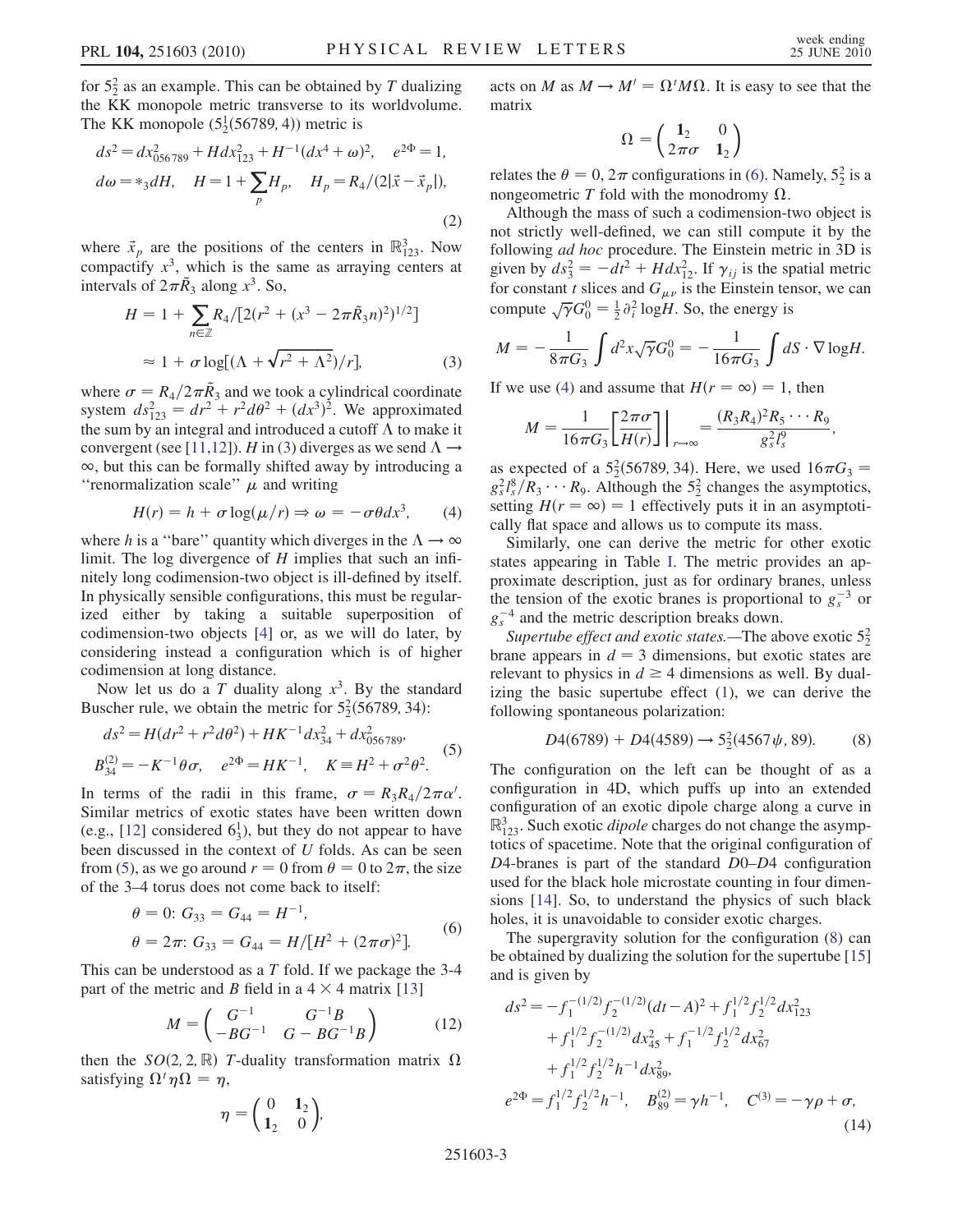for $5_2^2$ as an example. This can be obtained by $T$ dualizing the KK monopole metric transverse to its worldvolume. The KK monopole ($5_2^1(56789, 4)$) metric is

$$
\begin{aligned}
&ds^2 = dx^2_{056789} + H dx^2_{123} + H^{-1}(dx^4 + \omega)^2, \quad e^{2\Phi} = 1, \\
&d\omega = *_3 dH, \quad H = 1 + \sum_p H_p, \quad H_p = R_4/(2|\vec{x} - \vec{x}_p|),
\end{aligned}
\tag{2}
$$

where $\vec{x}_p$ are the positions of the centers in $\mathbb{R}^3_{123}$. Now compactify $x^3$, which is the same as arraying centers at intervals of $2\pi\tilde{R}_3$ along $x^3$. So,

$$
\begin{aligned}
H &= 1 + \sum_{n\in\mathbb{Z}} R_4/[2(r^2 + (x^3 - 2\pi\tilde{R}_3 n)^2)^{1/2}] \\
&\approx 1 + \sigma \log[(\Lambda + \sqrt{r^2 + \Lambda^2})/r],
\end{aligned}
\tag{3}
$$

where $\sigma = R_4/2\pi\tilde{R}_3$ and we took a cylindrical coordinate system $ds^2_{123} = dr^2 + r^2 d\theta^2 + (dx^3)^2$. We approximated the sum by an integral and introduced a cutoff $\Lambda$ to make it convergent (see [11,12]). $H$ in (3) diverges as we send $\Lambda \to \infty$, but this can be formally shifted away by introducing a "renormalization scale" $\mu$ and writing

$$
H(r) = h + \sigma \log(\mu/r) \Rightarrow \omega = -\sigma\theta dx^3, \tag{4}
$$

where $h$ is a "bare" quantity which diverges in the $\Lambda \to \infty$ limit. The log divergence of $H$ implies that such an infinitely long codimension-two object is ill-defined by itself. In physically sensible configurations, this must be regularized either by taking a suitable superposition of codimension-two objects [4] or, as we will do later, by considering instead a configuration which is of higher codimension at long distance.

Now let us do a $T$ duality along $x^3$. By the standard Buscher rule, we obtain the metric for $5_2^2(56789, 34)$:

$$
\begin{aligned}
&ds^2 = H(dr^2 + r^2 d\theta^2) + HK^{-1}dx^2_{34} + dx^2_{056789}, \\
&B^{(2)}_{34} = -K^{-1}\theta\sigma, \quad e^{2\Phi} = HK^{-1}, \quad K \equiv H^2 + \sigma^2\theta^2.
\end{aligned}
\tag{5}
$$

In terms of the radii in this frame, $\sigma = R_3 R_4/2\pi\alpha'$. Similar metrics of exotic states have been written down (e.g., [12] considered $6_3^1$), but they do not appear to have been discussed in the context of $U$ folds. As can be seen from (5), as we go around $r = 0$ from $\theta = 0$ to $2\pi$, the size of the 3–4 torus does not come back to itself:

$$
\begin{aligned}
&\theta = 0\text{: } G_{33} = G_{44} = H^{-1}, \\
&\theta = 2\pi\text{: } G_{33} = G_{44} = H/[H^2 + (2\pi\sigma)^2].
\end{aligned}
\tag{6}
$$

This can be understood as a $T$ fold. If we package the 3-4 part of the metric and $B$ field in a $4 \times 4$ matrix [13]

$$
M = \begin{pmatrix} G^{-1} & G^{-1}B \\ -BG^{-1} & G - BG^{-1}B \end{pmatrix} \tag{12}
$$

then the $SO(2, 2, \mathbb{R})$ $T$-duality transformation matrix $\Omega$ satisfying $\Omega^t \eta \Omega = \eta$,

$$
\eta = \begin{pmatrix} 0 & \mathbf{1}_2 \\ \mathbf{1}_2 & 0 \end{pmatrix},
$$

acts on $M$ as $M \to M' = \Omega^t M \Omega$. It is easy to see that the matrix

$$
\Omega = \begin{pmatrix} \mathbf{1}_2 & 0 \\ 2\pi\sigma & \mathbf{1}_2 \end{pmatrix}
$$

relates the $\theta = 0, 2\pi$ configurations in (6). Namely, $5_2^2$ is a nongeometric $T$ fold with the monodromy $\Omega$.

Although the mass of such a codimension-two object is not strictly well-defined, we can still compute it by the following *ad hoc* procedure. The Einstein metric in 3D is given by $ds^2_3 = -dt^2 + H dx^2_{12}$. If $\gamma_{ij}$ is the spatial metric for constant $t$ slices and $G_{\mu\nu}$ is the Einstein tensor, we can compute $\sqrt{\gamma}G^0_0 = \frac{1}{2}\partial_i^2 \log H$. So, the energy is

$$
M = -\frac{1}{8\pi G_3}\int d^2x \sqrt{\gamma}G^0_0 = -\frac{1}{16\pi G_3}\int dS \cdot \nabla \log H.
$$

If we use (4) and assume that $H(r = \infty) = 1$, then

$$
M = \frac{1}{16\pi G_3}\left[\frac{2\pi\sigma}{H(r)}\right]\Bigg|_{r\to\infty} = \frac{(R_3R_4)^2 R_5 \cdots R_9}{g_s^2 l_s^9},
$$

as expected of a $5_2^2(56789, 34)$. Here, we used $16\pi G_3 = g_s^2 l_s^8/R_3 \cdots R_9$. Although the $5_2^2$ changes the asymptotics, setting $H(r = \infty) = 1$ effectively puts it in an asymptotically flat space and allows us to compute its mass.

Similarly, one can derive the metric for other exotic states appearing in Table I. The metric provides an approximate description, just as for ordinary branes, unless the tension of the exotic branes is proportional to $g_s^{-3}$ or $g_s^{-4}$ and the metric description breaks down.

*Supertube effect and exotic states.*—The above exotic $5_2^2$ brane appears in $d = 3$ dimensions, but exotic states are relevant to physics in $d \geq 4$ dimensions as well. By dualizing the basic supertube effect (1), we can derive the following spontaneous polarization:

$$
D4(6789) + D4(4589) \to 5_2^2(4567\psi, 89). \tag{8}
$$

The configuration on the left can be thought of as a configuration in 4D, which puffs up into an extended configuration of an exotic dipole charge along a curve in $\mathbb{R}^3_{123}$. Such exotic *dipole* charges do not change the asymptotics of spacetime. Note that the original configuration of $D4$-branes is part of the standard $D0$–$D4$ configuration used for the black hole microstate counting in four dimensions [14]. So, to understand the physics of such black holes, it is unavoidable to consider exotic charges.

The supergravity solution for the configuration (8) can be obtained by dualizing the solution for the supertube [15] and is given by

$$
\begin{aligned}
ds^2 &= -f_1^{-(1/2)} f_2^{-(1/2)}(dt - A)^2 + f_1^{1/2} f_2^{1/2} dx^2_{123} \\
&\quad + f_1^{1/2} f_2^{-(1/2)} dx^2_{45} + f_1^{-1/2} f_2^{1/2} dx^2_{67} \\
&\quad + f_1^{1/2} f_2^{1/2} h^{-1} dx^2_{89}, \\
e^{2\Phi} &= f_1^{1/2} f_2^{1/2} h^{-1}, \quad B^{(2)}_{89} = \gamma h^{-1}, \quad C^{(3)} = -\gamma\rho + \sigma,
\end{aligned}
\tag{14}
$$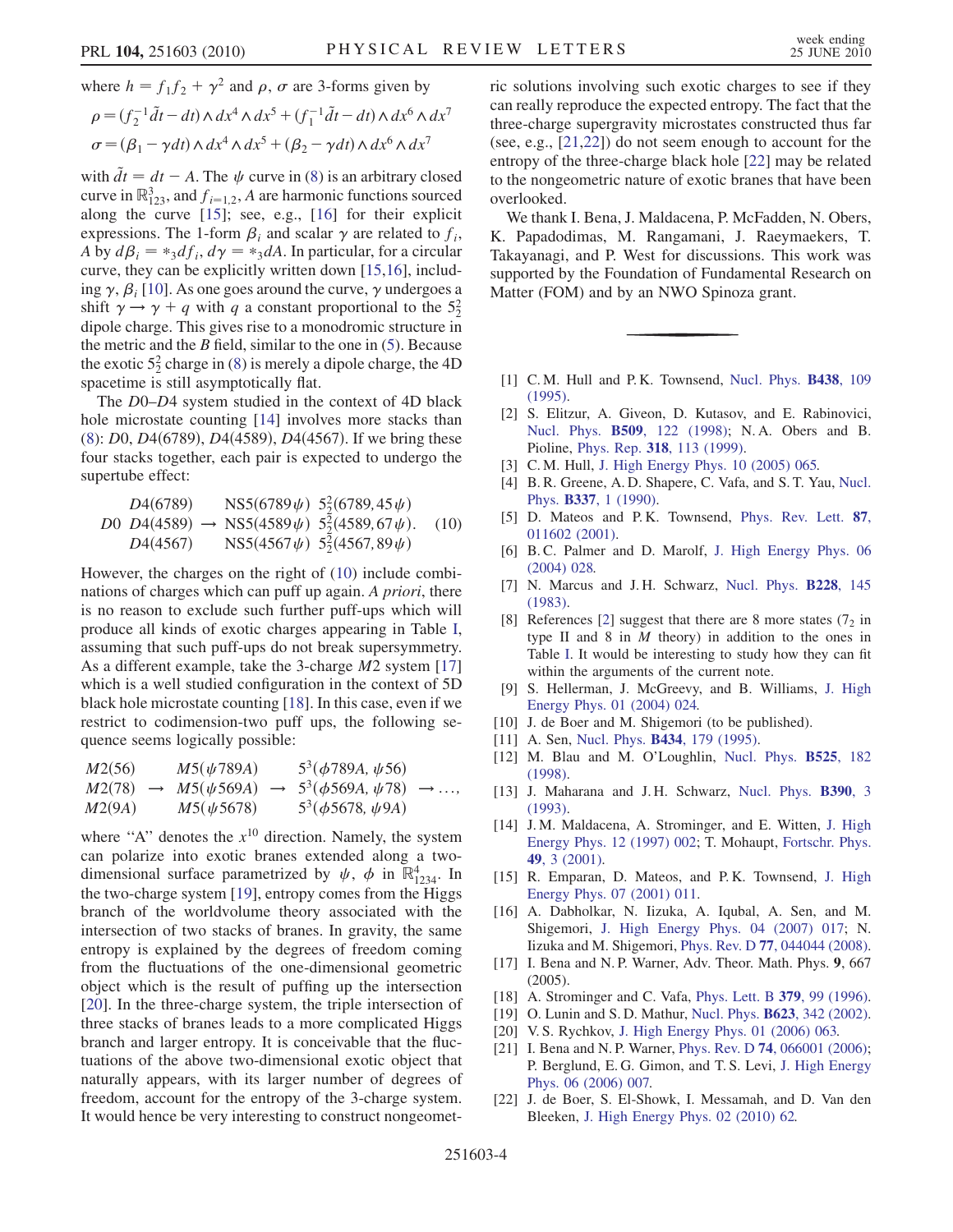where $h = f_1 f_2 + \gamma^2$ and $\rho$, $\sigma$ are 3-forms given by

$$\rho = (f_2^{-1}\tilde{d}t - dt) \wedge dx^4 \wedge dx^5 + (f_1^{-1}\tilde{d}t - dt) \wedge dx^6 \wedge dx^7$$
$$\sigma = (\beta_1 - \gamma dt) \wedge dx^4 \wedge dx^5 + (\beta_2 - \gamma dt) \wedge dx^6 \wedge dx^7$$

with $\tilde{d}t = dt - A$. The $\psi$ curve in (8) is an arbitrary closed curve in $\mathbb{R}^3_{123}$, and $f_{i=1,2}$, $A$ are harmonic functions sourced along the curve [15]; see, e.g., [16] for their explicit expressions. The 1-form $\beta_i$ and scalar $\gamma$ are related to $f_i$, $A$ by $d\beta_i = *_3 df_i$, $d\gamma = *_3 dA$. In particular, for a circular curve, they can be explicitly written down [15,16], including $\gamma$, $\beta_i$ [10]. As one goes around the curve, $\gamma$ undergoes a shift $\gamma \to \gamma + q$ with $q$ a constant proportional to the $5^2_2$ dipole charge. This gives rise to a monodromic structure in the metric and the $B$ field, similar to the one in (5). Because the exotic $5^2_2$ charge in (8) is merely a dipole charge, the 4D spacetime is still asymptotically flat.

The $D0$–$D4$ system studied in the context of 4D black hole microstate counting [14] involves more stacks than (8): $D0$, $D4(6789)$, $D4(4589)$, $D4(4567)$. If we bring these four stacks together, each pair is expected to undergo the supertube effect:

$$\begin{array}{lll} & D4(6789) & \mathrm{NS5}(6789\psi) \;\; 5^2_2(6789,45\psi) \\ D0 & D4(4589) \;\rightarrow & \mathrm{NS5}(4589\psi) \;\; 5^2_2(4589,67\psi). \\ & D4(4567) & \mathrm{NS5}(4567\psi) \;\; 5^2_2(4567,89\psi) \end{array} \tag{10}$$

However, the charges on the right of (10) include combinations of charges which can puff up again. *A priori*, there is no reason to exclude such further puff-ups which will produce all kinds of exotic charges appearing in Table I, assuming that such puff-ups do not break supersymmetry. As a different example, take the 3-charge $M2$ system [17] which is a well studied configuration in the context of 5D black hole microstate counting [18]. In this case, even if we restrict to codimension-two puff ups, the following sequence seems logically possible:

$$\begin{array}{lllll} M2(56) & & M5(\psi 789A) & & 5^3(\phi 789A,\, \psi 56) \\ M2(78) & \rightarrow & M5(\psi 569A) & \rightarrow & 5^3(\phi 569A,\, \psi 78) \;\; \rightarrow \ldots, \\ M2(9A) & & M5(\psi 5678) & & 5^3(\phi 5678,\, \psi 9A) \end{array}$$

where "A" denotes the $x^{10}$ direction. Namely, the system can polarize into exotic branes extended along a two-dimensional surface parametrized by $\psi$, $\phi$ in $\mathbb{R}^4_{1234}$. In the two-charge system [19], entropy comes from the Higgs branch of the worldvolume theory associated with the intersection of two stacks of branes. In gravity, the same entropy is explained by the degrees of freedom coming from the fluctuations of the one-dimensional geometric object which is the result of puffing up the intersection [20]. In the three-charge system, the triple intersection of three stacks of branes leads to a more complicated Higgs branch and larger entropy. It is conceivable that the fluctuations of the above two-dimensional exotic object that naturally appears, with its larger number of degrees of freedom, account for the entropy of the 3-charge system. It would hence be very interesting to construct nongeometric solutions involving such exotic charges to see if they can really reproduce the expected entropy. The fact that the three-charge supergravity microstates constructed thus far (see, e.g., [21,22]) do not seem enough to account for the entropy of the three-charge black hole [22] may be related to the nongeometric nature of exotic branes that have been overlooked.

We thank I. Bena, J. Maldacena, P. McFadden, N. Obers, K. Papadodimas, M. Rangamani, J. Raeymaekers, T. Takayanagi, and P. West for discussions. This work was supported by the Foundation of Fundamental Research on Matter (FOM) and by an NWO Spinoza grant.

---

[1] C. M. Hull and P. K. Townsend, Nucl. Phys. **B438**, 109 (1995).

[2] S. Elitzur, A. Giveon, D. Kutasov, and E. Rabinovici, Nucl. Phys. **B509**, 122 (1998); N. A. Obers and B. Pioline, Phys. Rep. **318**, 113 (1999).

[3] C. M. Hull, J. High Energy Phys. 10 (2005) 065.

[4] B. R. Greene, A. D. Shapere, C. Vafa, and S. T. Yau, Nucl. Phys. **B337**, 1 (1990).

[5] D. Mateos and P. K. Townsend, Phys. Rev. Lett. **87**, 011602 (2001).

[6] B. C. Palmer and D. Marolf, J. High Energy Phys. 06 (2004) 028.

[7] N. Marcus and J. H. Schwarz, Nucl. Phys. **B228**, 145 (1983).

[8] References [2] suggest that there are 8 more states ($7_2$ in type II and 8 in $M$ theory) in addition to the ones in Table I. It would be interesting to study how they can fit within the arguments of the current note.

[9] S. Hellerman, J. McGreevy, and B. Williams, J. High Energy Phys. 01 (2004) 024.

[10] J. de Boer and M. Shigemori (to be published).

[11] A. Sen, Nucl. Phys. **B434**, 179 (1995).

[12] M. Blau and M. O'Loughlin, Nucl. Phys. **B525**, 182 (1998).

[13] J. Maharana and J. H. Schwarz, Nucl. Phys. **B390**, 3 (1993).

[14] J. M. Maldacena, A. Strominger, and E. Witten, J. High Energy Phys. 12 (1997) 002; T. Mohaupt, Fortschr. Phys. **49**, 3 (2001).

[15] R. Emparan, D. Mateos, and P. K. Townsend, J. High Energy Phys. 07 (2001) 011.

[16] A. Dabholkar, N. Iizuka, A. Iqubal, A. Sen, and M. Shigemori, J. High Energy Phys. 04 (2007) 017; N. Iizuka and M. Shigemori, Phys. Rev. D **77**, 044044 (2008).

[17] I. Bena and N. P. Warner, Adv. Theor. Math. Phys. **9**, 667 (2005).

[18] A. Strominger and C. Vafa, Phys. Lett. B **379**, 99 (1996).

[19] O. Lunin and S. D. Mathur, Nucl. Phys. **B623**, 342 (2002).

[20] V. S. Rychkov, J. High Energy Phys. 01 (2006) 063.

[21] I. Bena and N. P. Warner, Phys. Rev. D **74**, 066001 (2006); P. Berglund, E. G. Gimon, and T. S. Levi, J. High Energy Phys. 06 (2006) 007.

[22] J. de Boer, S. El-Showk, I. Messamah, and D. Van den Bleeken, J. High Energy Phys. 02 (2010) 62.